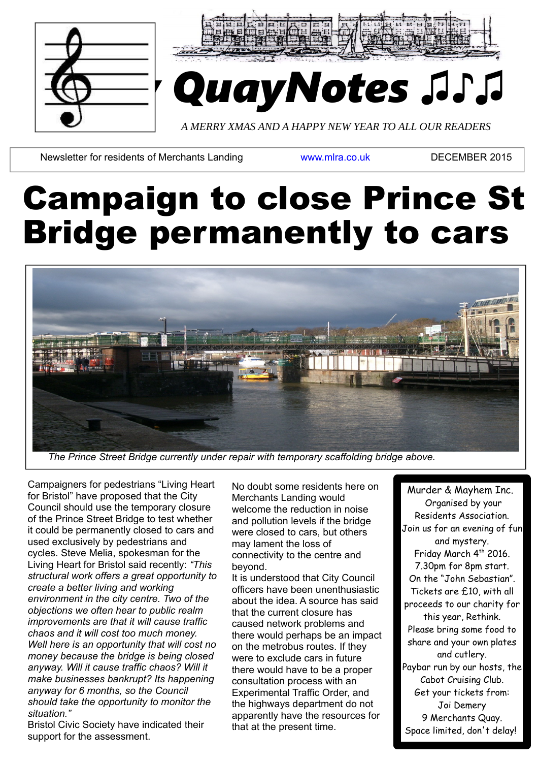# QuayNotes ♫♪♫

*A MERRY XMAS AND A HAPPY NEW YEAR TO ALL OUR READERS*

Newsletter for residents of Merchants Landing | www.mlra.co.uk | DECEMBER 2015

# Campaign to close Prince St Bridge permanently to cars

*The Prince Street Bridge currently under repair with temporary scaffolding bridge above.*

Campaigners for pedestrians "Living Heart for Bristol" have proposed that the City Council should use the temporary closure of the Prince Street Bridge to test whether it could be permanently closed to cars and used exclusively by pedestrians and cycles. Steve Melia, spokesman for the Living Heart for Bristol said recently: *"This structural work offers a great opportunity to create a better living and working environment in the city centre. Two of the objections we often hear to public realm improvements are that it will cause traffic chaos and it will cost too much money. Well here is an opportunity that will cost no money because the bridge is being closed anyway. Will it cause traffic chaos? Will it make businesses bankrupt? Its happening anyway for 6 months, so the Council should take the opportunity to monitor the situation."*

Bristol Civic Society have indicated their support for the assessment.

No doubt some residents here on Merchants Landing would welcome the reduction in noise and pollution levels if the bridge were closed to cars, but others may lament the loss of connectivity to the centre and beyond.

It is understood that City Council officers have been unenthusiastic about the idea. A source has said that the current closure has caused network problems and there would perhaps be an impact on the metrobus routes. If they were to exclude cars in future there would have to be a proper consultation process with an Experimental Traffic Order, and the highways department do not apparently have the resources for that at the present time.

---

**Murder & Mayhem Inc.**

Organised by your Residents Association.

Join us for an evening of fun and mystery.

Friday March 4th 2016.

7.30pm for 8pm start.

On the "John Sebastian".

Tickets are £10, with all proceeds to our charity for this year, Rethink.

Please bring some food to share and your own plates and cutlery.

Paybar run by our hosts, the Cabot Cruising Club.

Get your tickets from:

Joi Demery

9 Merchants Quay.

Space limited, don't delay!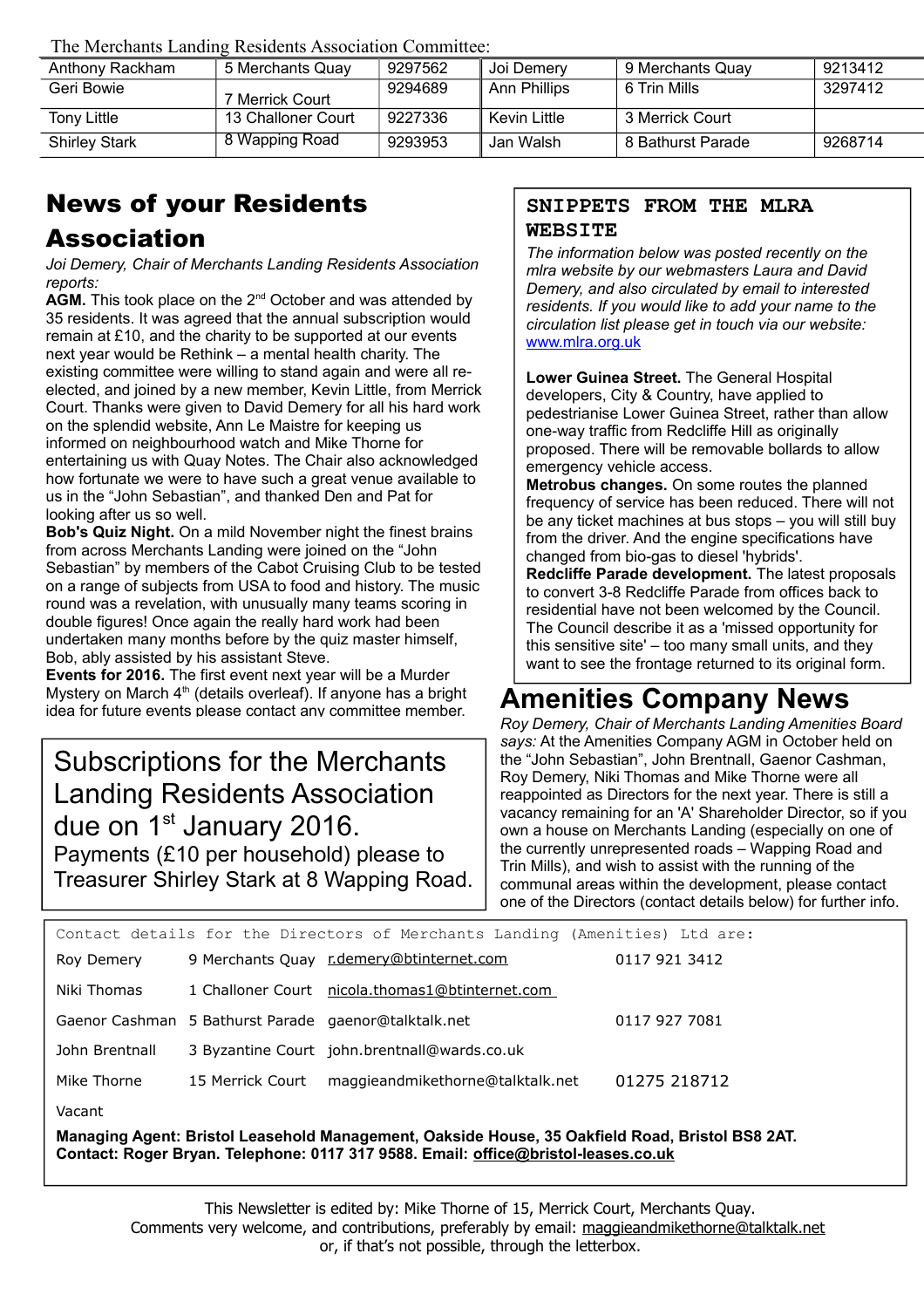The Merchants Landing Residents Association Committee:

| | | | | | |
|---|---|---|---|---|---|
| Anthony Rackham | 5 Merchants Quay | 9297562 | Joi Demery | 9 Merchants Quay | 9213412 |
| Geri Bowie | 7 Merrick Court | 9294689 | Ann Phillips | 6 Trin Mills | 3297412 |
| Tony Little | 13 Challoner Court | 9227336 | Kevin Little | 3 Merrick Court | |
| Shirley Stark | 8 Wapping Road | 9293953 | Jan Walsh | 8 Bathurst Parade | 9268714 |

# News of your Residents Association

*Joi Demery, Chair of Merchants Landing Residents Association reports:*

**AGM.** This took place on the 2nd October and was attended by 35 residents. It was agreed that the annual subscription would remain at £10, and the charity to be supported at our events next year would be Rethink – a mental health charity. The existing committee were willing to stand again and were all re-elected, and joined by a new member, Kevin Little, from Merrick Court. Thanks were given to David Demery for all his hard work on the splendid website, Ann Le Maistre for keeping us informed on neighbourhood watch and Mike Thorne for entertaining us with Quay Notes. The Chair also acknowledged how fortunate we were to have such a great venue available to us in the "John Sebastian", and thanked Den and Pat for looking after us so well.

**Bob's Quiz Night.** On a mild November night the finest brains from across Merchants Landing were joined on the "John Sebastian" by members of the Cabot Cruising Club to be tested on a range of subjects from USA to food and history. The music round was a revelation, with unusually many teams scoring in double figures! Once again the really hard work had been undertaken many months before by the quiz master himself, Bob, ably assisted by his assistant Steve.

**Events for 2016.** The first event next year will be a Murder Mystery on March 4th (details overleaf). If anyone has a bright idea for future events please contact any committee member.

## Subscriptions for the Merchants Landing Residents Association due on 1st January 2016.

Payments (£10 per household) please to Treasurer Shirley Stark at 8 Wapping Road.

## SNIPPETS FROM THE MLRA WEBSITE

*The information below was posted recently on the mlra website by our webmasters Laura and David Demery, and also circulated by email to interested residents. If you would like to add your name to the circulation list please get in touch via our website:* www.mlra.org.uk

**Lower Guinea Street.** The General Hospital developers, City & Country, have applied to pedestrianise Lower Guinea Street, rather than allow one-way traffic from Redcliffe Hill as originally proposed. There will be removable bollards to allow emergency vehicle access.

**Metrobus changes.** On some routes the planned frequency of service has been reduced. There will not be any ticket machines at bus stops – you will still buy from the driver. And the engine specifications have changed from bio-gas to diesel 'hybrids'.

**Redcliffe Parade development.** The latest proposals to convert 3-8 Redcliffe Parade from offices back to residential have not been welcomed by the Council. The Council describe it as a 'missed opportunity for this sensitive site' – too many small units, and they want to see the frontage returned to its original form.

# Amenities Company News

*Roy Demery, Chair of Merchants Landing Amenities Board says:* At the Amenities Company AGM in October held on the "John Sebastian", John Brentnall, Gaenor Cashman, Roy Demery, Niki Thomas and Mike Thorne were all reappointed as Directors for the next year. There is still a vacancy remaining for an 'A' Shareholder Director, so if you own a house on Merchants Landing (especially on one of the currently unrepresented roads – Wapping Road and Trin Mills), and wish to assist with the running of the communal areas within the development, please contact one of the Directors (contact details below) for further info.

Contact details for the Directors of Merchants Landing (Amenities) Ltd are:

| | | | |
|---|---|---|---|
| Roy Demery | 9 Merchants Quay | r.demery@btinternet.com | 0117 921 3412 |
| Niki Thomas | 1 Challoner Court | nicola.thomas1@btinternet.com | |
| Gaenor Cashman | 5 Bathurst Parade | gaenor@talktalk.net | 0117 927 7081 |
| John Brentnall | 3 Byzantine Court | john.brentnall@wards.co.uk | |
| Mike Thorne | 15 Merrick Court | maggieandmikethorne@talktalk.net | 01275 218712 |
| Vacant | | | |

**Managing Agent: Bristol Leasehold Management, Oakside House, 35 Oakfield Road, Bristol BS8 2AT. Contact: Roger Bryan. Telephone: 0117 317 9588. Email: office@bristol-leases.co.uk**

This Newsletter is edited by: Mike Thorne of 15, Merrick Court, Merchants Quay.
Comments very welcome, and contributions, preferably by email: maggieandmikethorne@talktalk.net
or, if that's not possible, through the letterbox.